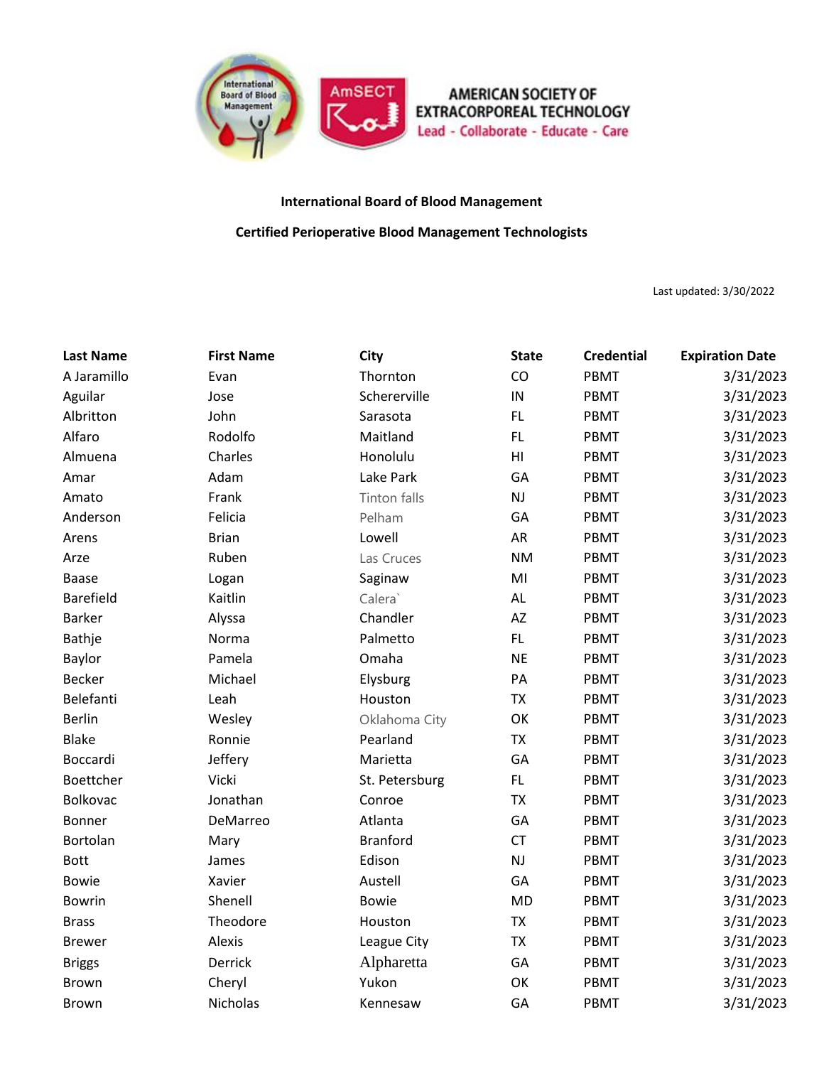AMERICAN SOCIETY OF EXTRACORPOREAL TECHNOLOGY

Lead - Collaborate - Educate - Care

**International Board of Blood Management**

**Certified Perioperative Blood Management Technologists**

Last updated: 3/30/2022

| Last Name | First Name | City | State | Credential | Expiration Date |
|---|---|---|---|---|---|
| A Jaramillo | Evan | Thornton | CO | PBMT | 3/31/2023 |
| Aguilar | Jose | Schererville | IN | PBMT | 3/31/2023 |
| Albritton | John | Sarasota | FL | PBMT | 3/31/2023 |
| Alfaro | Rodolfo | Maitland | FL | PBMT | 3/31/2023 |
| Almuena | Charles | Honolulu | HI | PBMT | 3/31/2023 |
| Amar | Adam | Lake Park | GA | PBMT | 3/31/2023 |
| Amato | Frank | Tinton falls | NJ | PBMT | 3/31/2023 |
| Anderson | Felicia | Pelham | GA | PBMT | 3/31/2023 |
| Arens | Brian | Lowell | AR | PBMT | 3/31/2023 |
| Arze | Ruben | Las Cruces | NM | PBMT | 3/31/2023 |
| Baase | Logan | Saginaw | MI | PBMT | 3/31/2023 |
| Barefield | Kaitlin | Calera` | AL | PBMT | 3/31/2023 |
| Barker | Alyssa | Chandler | AZ | PBMT | 3/31/2023 |
| Bathje | Norma | Palmetto | FL | PBMT | 3/31/2023 |
| Baylor | Pamela | Omaha | NE | PBMT | 3/31/2023 |
| Becker | Michael | Elysburg | PA | PBMT | 3/31/2023 |
| Belefanti | Leah | Houston | TX | PBMT | 3/31/2023 |
| Berlin | Wesley | Oklahoma City | OK | PBMT | 3/31/2023 |
| Blake | Ronnie | Pearland | TX | PBMT | 3/31/2023 |
| Boccardi | Jeffery | Marietta | GA | PBMT | 3/31/2023 |
| Boettcher | Vicki | St. Petersburg | FL | PBMT | 3/31/2023 |
| Bolkovac | Jonathan | Conroe | TX | PBMT | 3/31/2023 |
| Bonner | DeMarreo | Atlanta | GA | PBMT | 3/31/2023 |
| Bortolan | Mary | Branford | CT | PBMT | 3/31/2023 |
| Bott | James | Edison | NJ | PBMT | 3/31/2023 |
| Bowie | Xavier | Austell | GA | PBMT | 3/31/2023 |
| Bowrin | Shenell | Bowie | MD | PBMT | 3/31/2023 |
| Brass | Theodore | Houston | TX | PBMT | 3/31/2023 |
| Brewer | Alexis | League City | TX | PBMT | 3/31/2023 |
| Briggs | Derrick | Alpharetta | GA | PBMT | 3/31/2023 |
| Brown | Cheryl | Yukon | OK | PBMT | 3/31/2023 |
| Brown | Nicholas | Kennesaw | GA | PBMT | 3/31/2023 |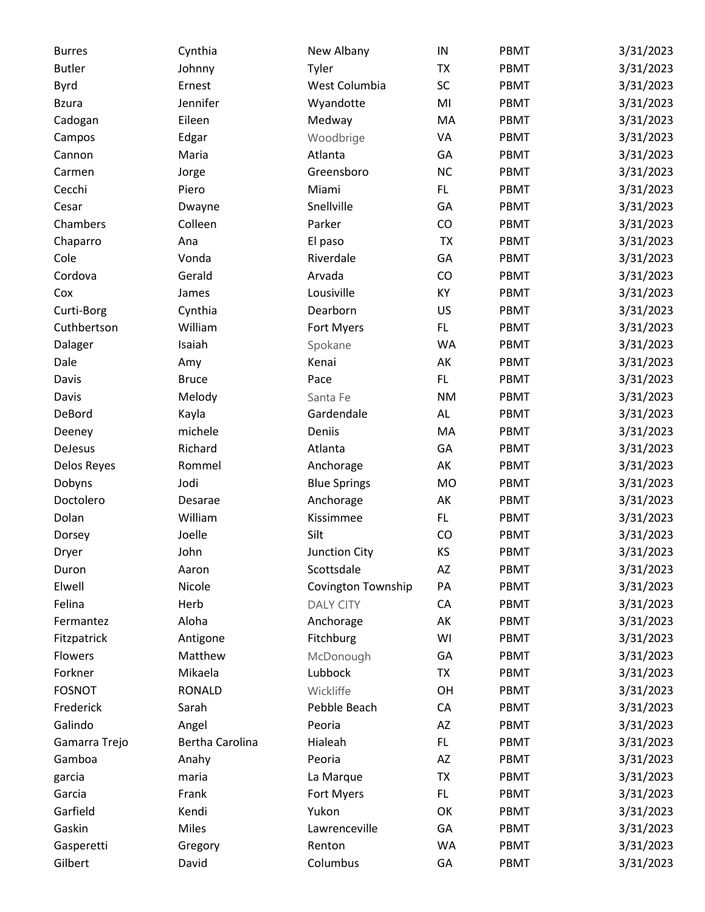| | | | | | |
|---|---|---|---|---|---|
| Burres | Cynthia | New Albany | IN | PBMT | 3/31/2023 |
| Butler | Johnny | Tyler | TX | PBMT | 3/31/2023 |
| Byrd | Ernest | West Columbia | SC | PBMT | 3/31/2023 |
| Bzura | Jennifer | Wyandotte | MI | PBMT | 3/31/2023 |
| Cadogan | Eileen | Medway | MA | PBMT | 3/31/2023 |
| Campos | Edgar | Woodbrige | VA | PBMT | 3/31/2023 |
| Cannon | Maria | Atlanta | GA | PBMT | 3/31/2023 |
| Carmen | Jorge | Greensboro | NC | PBMT | 3/31/2023 |
| Cecchi | Piero | Miami | FL | PBMT | 3/31/2023 |
| Cesar | Dwayne | Snellville | GA | PBMT | 3/31/2023 |
| Chambers | Colleen | Parker | CO | PBMT | 3/31/2023 |
| Chaparro | Ana | El paso | TX | PBMT | 3/31/2023 |
| Cole | Vonda | Riverdale | GA | PBMT | 3/31/2023 |
| Cordova | Gerald | Arvada | CO | PBMT | 3/31/2023 |
| Cox | James | Lousiville | KY | PBMT | 3/31/2023 |
| Curti-Borg | Cynthia | Dearborn | US | PBMT | 3/31/2023 |
| Cuthbertson | William | Fort Myers | FL | PBMT | 3/31/2023 |
| Dalager | Isaiah | Spokane | WA | PBMT | 3/31/2023 |
| Dale | Amy | Kenai | AK | PBMT | 3/31/2023 |
| Davis | Bruce | Pace | FL | PBMT | 3/31/2023 |
| Davis | Melody | Santa Fe | NM | PBMT | 3/31/2023 |
| DeBord | Kayla | Gardendale | AL | PBMT | 3/31/2023 |
| Deeney | michele | Deniis | MA | PBMT | 3/31/2023 |
| DeJesus | Richard | Atlanta | GA | PBMT | 3/31/2023 |
| Delos Reyes | Rommel | Anchorage | AK | PBMT | 3/31/2023 |
| Dobyns | Jodi | Blue Springs | MO | PBMT | 3/31/2023 |
| Doctolero | Desarae | Anchorage | AK | PBMT | 3/31/2023 |
| Dolan | William | Kissimmee | FL | PBMT | 3/31/2023 |
| Dorsey | Joelle | Silt | CO | PBMT | 3/31/2023 |
| Dryer | John | Junction City | KS | PBMT | 3/31/2023 |
| Duron | Aaron | Scottsdale | AZ | PBMT | 3/31/2023 |
| Elwell | Nicole | Covington Township | PA | PBMT | 3/31/2023 |
| Felina | Herb | DALY CITY | CA | PBMT | 3/31/2023 |
| Fermantez | Aloha | Anchorage | AK | PBMT | 3/31/2023 |
| Fitzpatrick | Antigone | Fitchburg | WI | PBMT | 3/31/2023 |
| Flowers | Matthew | McDonough | GA | PBMT | 3/31/2023 |
| Forkner | Mikaela | Lubbock | TX | PBMT | 3/31/2023 |
| FOSNOT | RONALD | Wickliffe | OH | PBMT | 3/31/2023 |
| Frederick | Sarah | Pebble Beach | CA | PBMT | 3/31/2023 |
| Galindo | Angel | Peoria | AZ | PBMT | 3/31/2023 |
| Gamarra Trejo | Bertha Carolina | Hialeah | FL | PBMT | 3/31/2023 |
| Gamboa | Anahy | Peoria | AZ | PBMT | 3/31/2023 |
| garcia | maria | La Marque | TX | PBMT | 3/31/2023 |
| Garcia | Frank | Fort Myers | FL | PBMT | 3/31/2023 |
| Garfield | Kendi | Yukon | OK | PBMT | 3/31/2023 |
| Gaskin | Miles | Lawrenceville | GA | PBMT | 3/31/2023 |
| Gasperetti | Gregory | Renton | WA | PBMT | 3/31/2023 |
| Gilbert | David | Columbus | GA | PBMT | 3/31/2023 |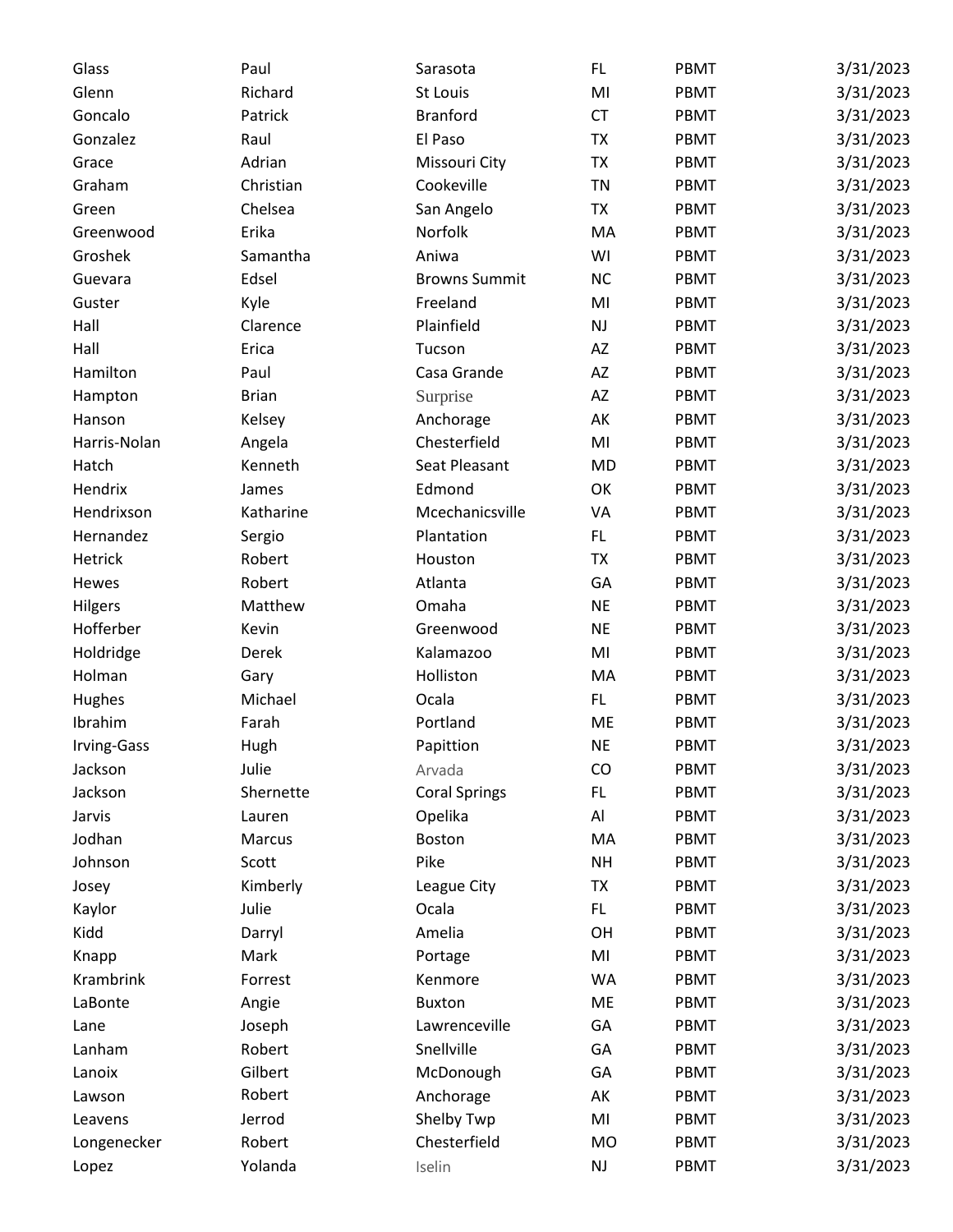| | | | | | |
|---|---|---|---|---|---|
| Glass | Paul | Sarasota | FL | PBMT | 3/31/2023 |
| Glenn | Richard | St Louis | MI | PBMT | 3/31/2023 |
| Goncalo | Patrick | Branford | CT | PBMT | 3/31/2023 |
| Gonzalez | Raul | El Paso | TX | PBMT | 3/31/2023 |
| Grace | Adrian | Missouri City | TX | PBMT | 3/31/2023 |
| Graham | Christian | Cookeville | TN | PBMT | 3/31/2023 |
| Green | Chelsea | San Angelo | TX | PBMT | 3/31/2023 |
| Greenwood | Erika | Norfolk | MA | PBMT | 3/31/2023 |
| Groshek | Samantha | Aniwa | WI | PBMT | 3/31/2023 |
| Guevara | Edsel | Browns Summit | NC | PBMT | 3/31/2023 |
| Guster | Kyle | Freeland | MI | PBMT | 3/31/2023 |
| Hall | Clarence | Plainfield | NJ | PBMT | 3/31/2023 |
| Hall | Erica | Tucson | AZ | PBMT | 3/31/2023 |
| Hamilton | Paul | Casa Grande | AZ | PBMT | 3/31/2023 |
| Hampton | Brian | Surprise | AZ | PBMT | 3/31/2023 |
| Hanson | Kelsey | Anchorage | AK | PBMT | 3/31/2023 |
| Harris-Nolan | Angela | Chesterfield | MI | PBMT | 3/31/2023 |
| Hatch | Kenneth | Seat Pleasant | MD | PBMT | 3/31/2023 |
| Hendrix | James | Edmond | OK | PBMT | 3/31/2023 |
| Hendrixson | Katharine | Mcechanicsville | VA | PBMT | 3/31/2023 |
| Hernandez | Sergio | Plantation | FL | PBMT | 3/31/2023 |
| Hetrick | Robert | Houston | TX | PBMT | 3/31/2023 |
| Hewes | Robert | Atlanta | GA | PBMT | 3/31/2023 |
| Hilgers | Matthew | Omaha | NE | PBMT | 3/31/2023 |
| Hofferber | Kevin | Greenwood | NE | PBMT | 3/31/2023 |
| Holdridge | Derek | Kalamazoo | MI | PBMT | 3/31/2023 |
| Holman | Gary | Holliston | MA | PBMT | 3/31/2023 |
| Hughes | Michael | Ocala | FL | PBMT | 3/31/2023 |
| Ibrahim | Farah | Portland | ME | PBMT | 3/31/2023 |
| Irving-Gass | Hugh | Papittion | NE | PBMT | 3/31/2023 |
| Jackson | Julie | Arvada | CO | PBMT | 3/31/2023 |
| Jackson | Shernette | Coral Springs | FL | PBMT | 3/31/2023 |
| Jarvis | Lauren | Opelika | Al | PBMT | 3/31/2023 |
| Jodhan | Marcus | Boston | MA | PBMT | 3/31/2023 |
| Johnson | Scott | Pike | NH | PBMT | 3/31/2023 |
| Josey | Kimberly | League City | TX | PBMT | 3/31/2023 |
| Kaylor | Julie | Ocala | FL | PBMT | 3/31/2023 |
| Kidd | Darryl | Amelia | OH | PBMT | 3/31/2023 |
| Knapp | Mark | Portage | MI | PBMT | 3/31/2023 |
| Krambrink | Forrest | Kenmore | WA | PBMT | 3/31/2023 |
| LaBonte | Angie | Buxton | ME | PBMT | 3/31/2023 |
| Lane | Joseph | Lawrenceville | GA | PBMT | 3/31/2023 |
| Lanham | Robert | Snellville | GA | PBMT | 3/31/2023 |
| Lanoix | Gilbert | McDonough | GA | PBMT | 3/31/2023 |
| Lawson | Robert | Anchorage | AK | PBMT | 3/31/2023 |
| Leavens | Jerrod | Shelby Twp | MI | PBMT | 3/31/2023 |
| Longenecker | Robert | Chesterfield | MO | PBMT | 3/31/2023 |
| Lopez | Yolanda | Iselin | NJ | PBMT | 3/31/2023 |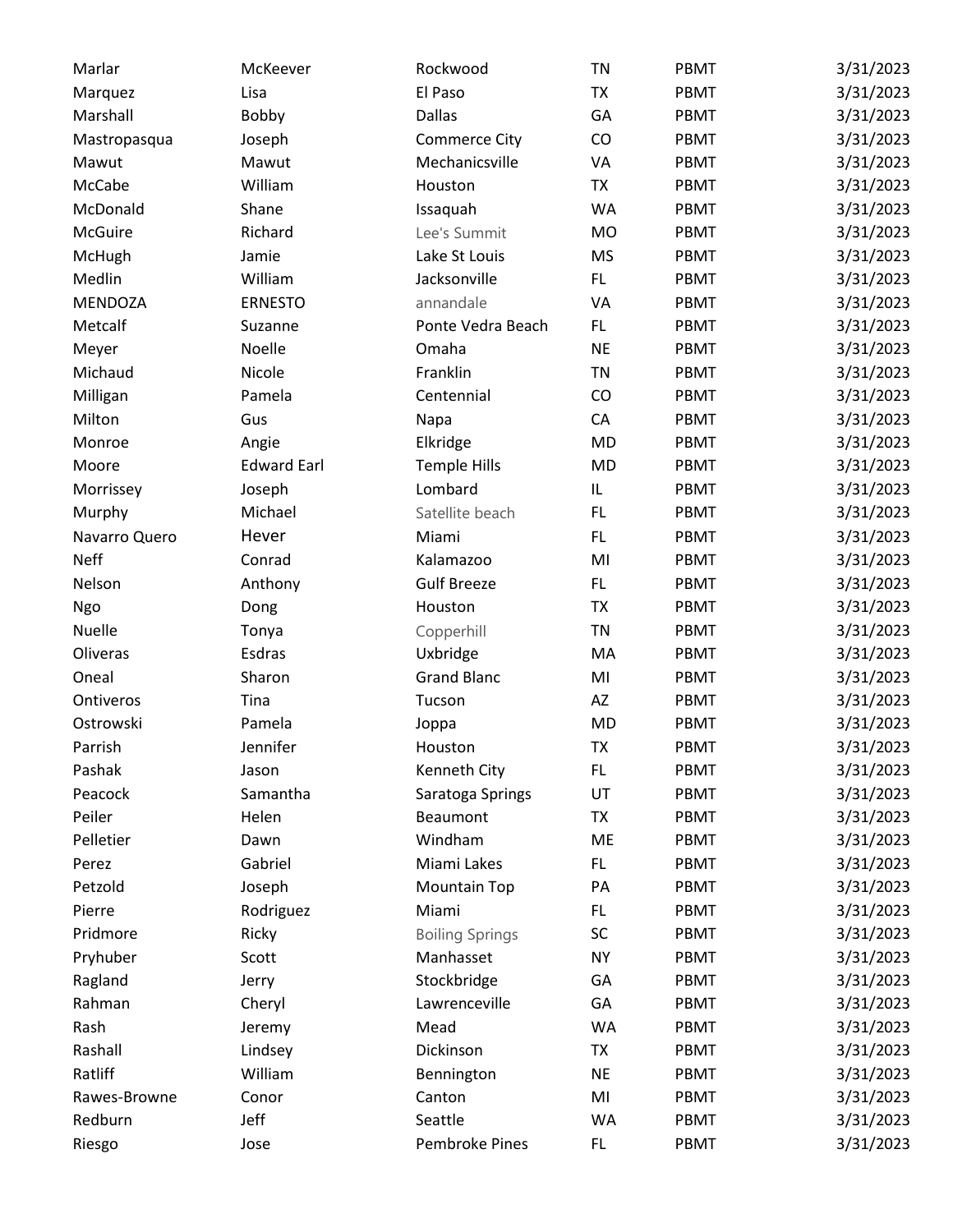| | | | | | |
|---|---|---|---|---|---|
| Marlar | McKeever | Rockwood | TN | PBMT | 3/31/2023 |
| Marquez | Lisa | El Paso | TX | PBMT | 3/31/2023 |
| Marshall | Bobby | Dallas | GA | PBMT | 3/31/2023 |
| Mastropasqua | Joseph | Commerce City | CO | PBMT | 3/31/2023 |
| Mawut | Mawut | Mechanicsville | VA | PBMT | 3/31/2023 |
| McCabe | William | Houston | TX | PBMT | 3/31/2023 |
| McDonald | Shane | Issaquah | WA | PBMT | 3/31/2023 |
| McGuire | Richard | Lee's Summit | MO | PBMT | 3/31/2023 |
| McHugh | Jamie | Lake St Louis | MS | PBMT | 3/31/2023 |
| Medlin | William | Jacksonville | FL | PBMT | 3/31/2023 |
| MENDOZA | ERNESTO | annandale | VA | PBMT | 3/31/2023 |
| Metcalf | Suzanne | Ponte Vedra Beach | FL | PBMT | 3/31/2023 |
| Meyer | Noelle | Omaha | NE | PBMT | 3/31/2023 |
| Michaud | Nicole | Franklin | TN | PBMT | 3/31/2023 |
| Milligan | Pamela | Centennial | CO | PBMT | 3/31/2023 |
| Milton | Gus | Napa | CA | PBMT | 3/31/2023 |
| Monroe | Angie | Elkridge | MD | PBMT | 3/31/2023 |
| Moore | Edward Earl | Temple Hills | MD | PBMT | 3/31/2023 |
| Morrissey | Joseph | Lombard | IL | PBMT | 3/31/2023 |
| Murphy | Michael | Satellite beach | FL | PBMT | 3/31/2023 |
| Navarro Quero | Hever | Miami | FL | PBMT | 3/31/2023 |
| Neff | Conrad | Kalamazoo | MI | PBMT | 3/31/2023 |
| Nelson | Anthony | Gulf Breeze | FL | PBMT | 3/31/2023 |
| Ngo | Dong | Houston | TX | PBMT | 3/31/2023 |
| Nuelle | Tonya | Copperhill | TN | PBMT | 3/31/2023 |
| Oliveras | Esdras | Uxbridge | MA | PBMT | 3/31/2023 |
| Oneal | Sharon | Grand Blanc | MI | PBMT | 3/31/2023 |
| Ontiveros | Tina | Tucson | AZ | PBMT | 3/31/2023 |
| Ostrowski | Pamela | Joppa | MD | PBMT | 3/31/2023 |
| Parrish | Jennifer | Houston | TX | PBMT | 3/31/2023 |
| Pashak | Jason | Kenneth City | FL | PBMT | 3/31/2023 |
| Peacock | Samantha | Saratoga Springs | UT | PBMT | 3/31/2023 |
| Peiler | Helen | Beaumont | TX | PBMT | 3/31/2023 |
| Pelletier | Dawn | Windham | ME | PBMT | 3/31/2023 |
| Perez | Gabriel | Miami Lakes | FL | PBMT | 3/31/2023 |
| Petzold | Joseph | Mountain Top | PA | PBMT | 3/31/2023 |
| Pierre | Rodriguez | Miami | FL | PBMT | 3/31/2023 |
| Pridmore | Ricky | Boiling Springs | SC | PBMT | 3/31/2023 |
| Pryhuber | Scott | Manhasset | NY | PBMT | 3/31/2023 |
| Ragland | Jerry | Stockbridge | GA | PBMT | 3/31/2023 |
| Rahman | Cheryl | Lawrenceville | GA | PBMT | 3/31/2023 |
| Rash | Jeremy | Mead | WA | PBMT | 3/31/2023 |
| Rashall | Lindsey | Dickinson | TX | PBMT | 3/31/2023 |
| Ratliff | William | Bennington | NE | PBMT | 3/31/2023 |
| Rawes-Browne | Conor | Canton | MI | PBMT | 3/31/2023 |
| Redburn | Jeff | Seattle | WA | PBMT | 3/31/2023 |
| Riesgo | Jose | Pembroke Pines | FL | PBMT | 3/31/2023 |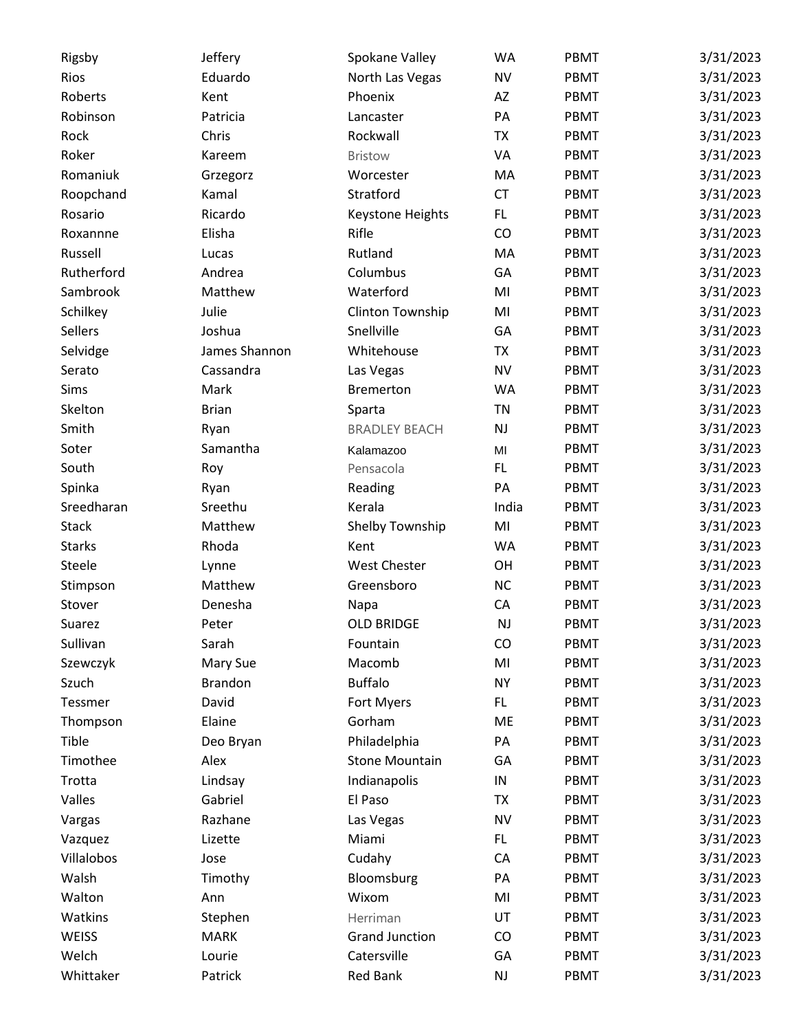| | | | | | |
|---|---|---|---|---|---|
| Rigsby | Jeffery | Spokane Valley | WA | PBMT | 3/31/2023 |
| Rios | Eduardo | North Las Vegas | NV | PBMT | 3/31/2023 |
| Roberts | Kent | Phoenix | AZ | PBMT | 3/31/2023 |
| Robinson | Patricia | Lancaster | PA | PBMT | 3/31/2023 |
| Rock | Chris | Rockwall | TX | PBMT | 3/31/2023 |
| Roker | Kareem | Bristow | VA | PBMT | 3/31/2023 |
| Romaniuk | Grzegorz | Worcester | MA | PBMT | 3/31/2023 |
| Roopchand | Kamal | Stratford | CT | PBMT | 3/31/2023 |
| Rosario | Ricardo | Keystone Heights | FL | PBMT | 3/31/2023 |
| Roxannne | Elisha | Rifle | CO | PBMT | 3/31/2023 |
| Russell | Lucas | Rutland | MA | PBMT | 3/31/2023 |
| Rutherford | Andrea | Columbus | GA | PBMT | 3/31/2023 |
| Sambrook | Matthew | Waterford | MI | PBMT | 3/31/2023 |
| Schilkey | Julie | Clinton Township | MI | PBMT | 3/31/2023 |
| Sellers | Joshua | Snellville | GA | PBMT | 3/31/2023 |
| Selvidge | James Shannon | Whitehouse | TX | PBMT | 3/31/2023 |
| Serato | Cassandra | Las Vegas | NV | PBMT | 3/31/2023 |
| Sims | Mark | Bremerton | WA | PBMT | 3/31/2023 |
| Skelton | Brian | Sparta | TN | PBMT | 3/31/2023 |
| Smith | Ryan | BRADLEY BEACH | NJ | PBMT | 3/31/2023 |
| Soter | Samantha | Kalamazoo | MI | PBMT | 3/31/2023 |
| South | Roy | Pensacola | FL | PBMT | 3/31/2023 |
| Spinka | Ryan | Reading | PA | PBMT | 3/31/2023 |
| Sreedharan | Sreethu | Kerala | India | PBMT | 3/31/2023 |
| Stack | Matthew | Shelby Township | MI | PBMT | 3/31/2023 |
| Starks | Rhoda | Kent | WA | PBMT | 3/31/2023 |
| Steele | Lynne | West Chester | OH | PBMT | 3/31/2023 |
| Stimpson | Matthew | Greensboro | NC | PBMT | 3/31/2023 |
| Stover | Denesha | Napa | CA | PBMT | 3/31/2023 |
| Suarez | Peter | OLD BRIDGE | NJ | PBMT | 3/31/2023 |
| Sullivan | Sarah | Fountain | CO | PBMT | 3/31/2023 |
| Szewczyk | Mary Sue | Macomb | MI | PBMT | 3/31/2023 |
| Szuch | Brandon | Buffalo | NY | PBMT | 3/31/2023 |
| Tessmer | David | Fort Myers | FL | PBMT | 3/31/2023 |
| Thompson | Elaine | Gorham | ME | PBMT | 3/31/2023 |
| Tible | Deo Bryan | Philadelphia | PA | PBMT | 3/31/2023 |
| Timothee | Alex | Stone Mountain | GA | PBMT | 3/31/2023 |
| Trotta | Lindsay | Indianapolis | IN | PBMT | 3/31/2023 |
| Valles | Gabriel | El Paso | TX | PBMT | 3/31/2023 |
| Vargas | Razhane | Las Vegas | NV | PBMT | 3/31/2023 |
| Vazquez | Lizette | Miami | FL | PBMT | 3/31/2023 |
| Villalobos | Jose | Cudahy | CA | PBMT | 3/31/2023 |
| Walsh | Timothy | Bloomsburg | PA | PBMT | 3/31/2023 |
| Walton | Ann | Wixom | MI | PBMT | 3/31/2023 |
| Watkins | Stephen | Herriman | UT | PBMT | 3/31/2023 |
| WEISS | MARK | Grand Junction | CO | PBMT | 3/31/2023 |
| Welch | Lourie | Catersville | GA | PBMT | 3/31/2023 |
| Whittaker | Patrick | Red Bank | NJ | PBMT | 3/31/2023 |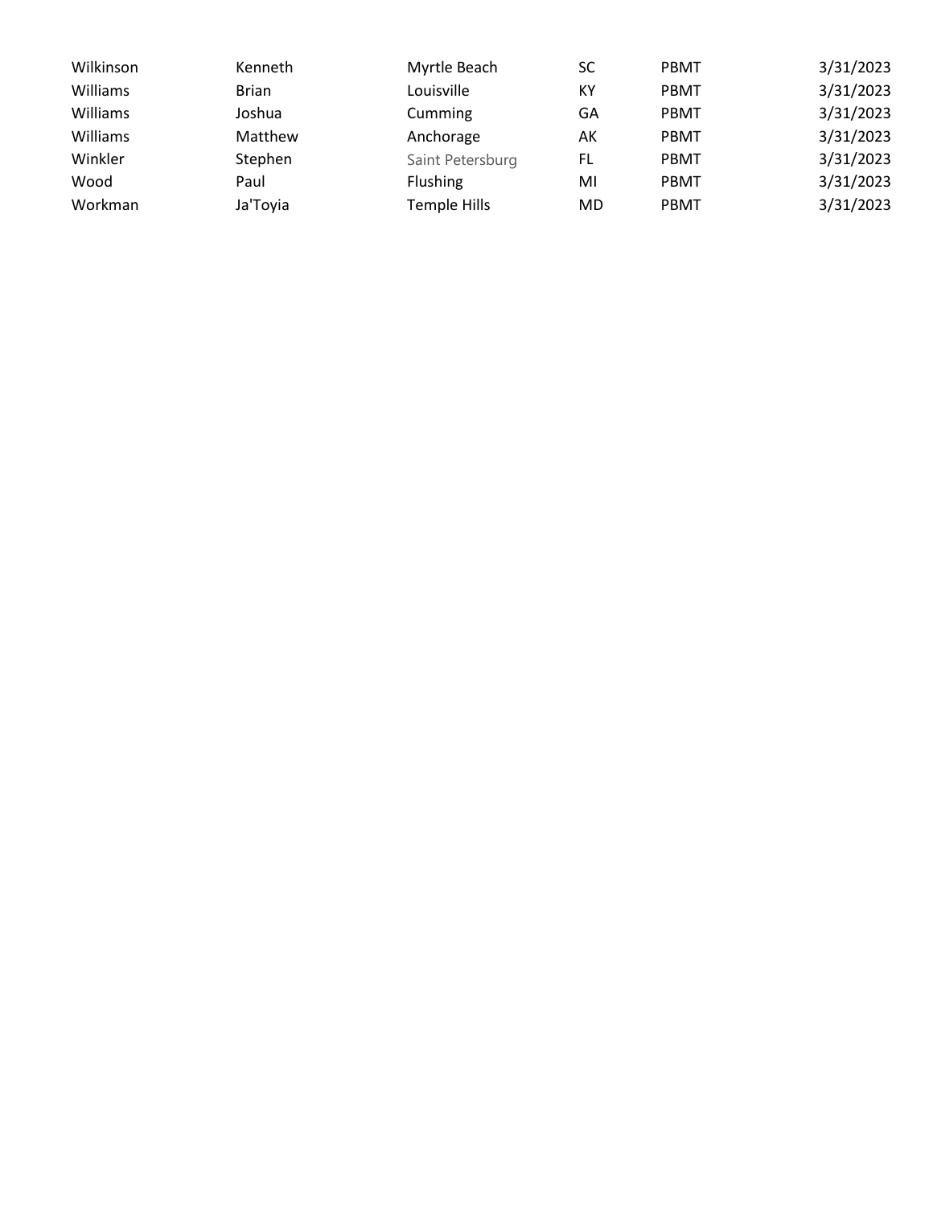| | | | | | |
|---|---|---|---|---|---|
| Wilkinson | Kenneth | Myrtle Beach | SC | PBMT | 3/31/2023 |
| Williams | Brian | Louisville | KY | PBMT | 3/31/2023 |
| Williams | Joshua | Cumming | GA | PBMT | 3/31/2023 |
| Williams | Matthew | Anchorage | AK | PBMT | 3/31/2023 |
| Winkler | Stephen | Saint Petersburg | FL | PBMT | 3/31/2023 |
| Wood | Paul | Flushing | MI | PBMT | 3/31/2023 |
| Workman | Ja'Toyia | Temple Hills | MD | PBMT | 3/31/2023 |